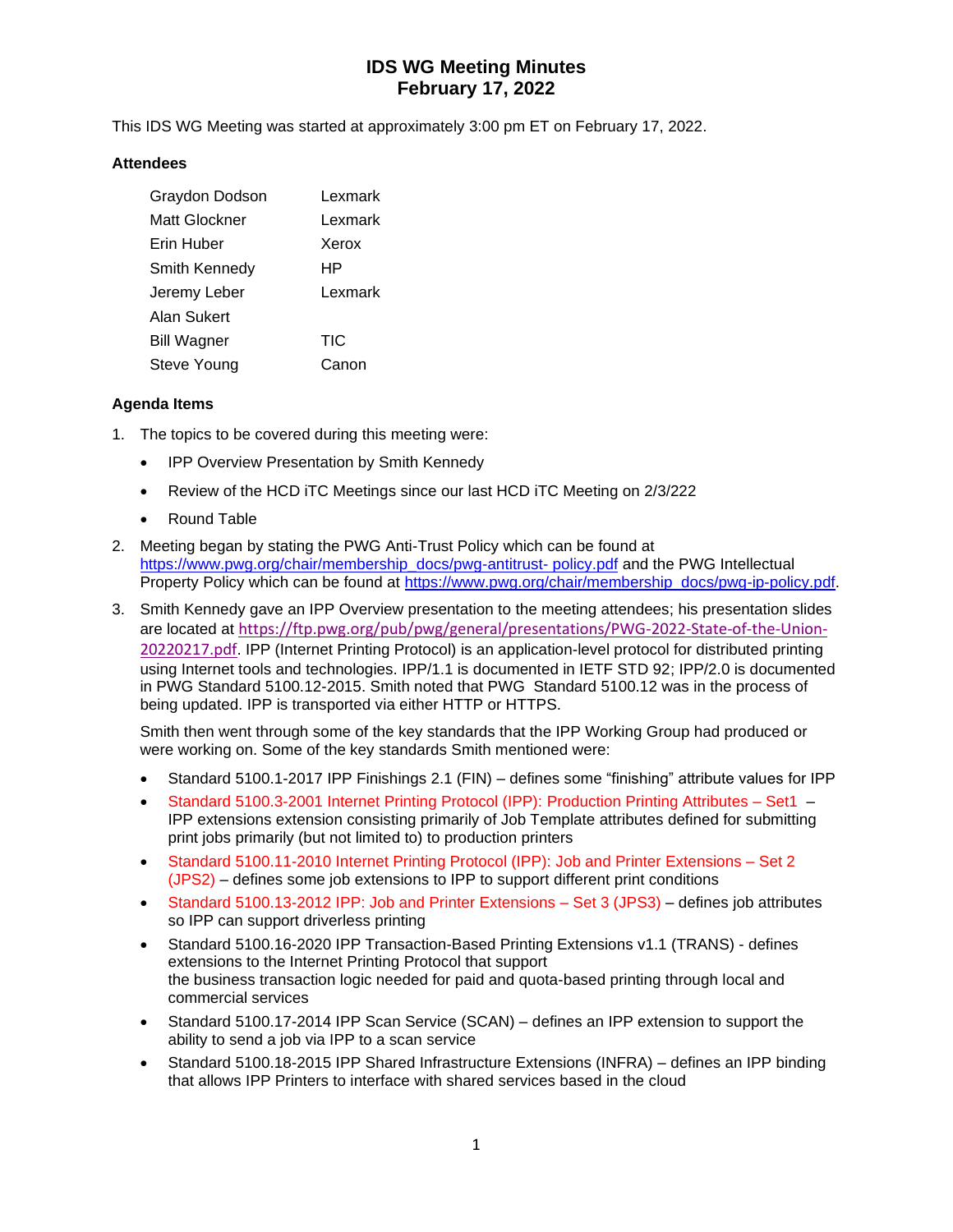# IDS WG Meeting Minutes
## February 17, 2022

This IDS WG Meeting was started at approximately 3:00 pm ET on February 17, 2022.

### Attendees

| | |
|---|---|
| Graydon Dodson | Lexmark |
| Matt Glockner | Lexmark |
| Erin Huber | Xerox |
| Smith Kennedy | HP |
| Jeremy Leber | Lexmark |
| Alan Sukert | |
| Bill Wagner | TIC |
| Steve Young | Canon |

### Agenda Items

1. The topics to be covered during this meeting were:
   - IPP Overview Presentation by Smith Kennedy
   - Review of the HCD iTC Meetings since our last HCD iTC Meeting on 2/3/222
   - Round Table
2. Meeting began by stating the PWG Anti-Trust Policy which can be found at https://www.pwg.org/chair/membership_docs/pwg-antitrust- policy.pdf and the PWG Intellectual Property Policy which can be found at https://www.pwg.org/chair/membership_docs/pwg-ip-policy.pdf.
3. Smith Kennedy gave an IPP Overview presentation to the meeting attendees; his presentation slides are located at https://ftp.pwg.org/pub/pwg/general/presentations/PWG-2022-State-of-the-Union-20220217.pdf. IPP (Internet Printing Protocol) is an application-level protocol for distributed printing using Internet tools and technologies. IPP/1.1 is documented in IETF STD 92; IPP/2.0 is documented in PWG Standard 5100.12-2015. Smith noted that PWG Standard 5100.12 was in the process of being updated. IPP is transported via either HTTP or HTTPS.

   Smith then went through some of the key standards that the IPP Working Group had produced or were working on. Some of the key standards Smith mentioned were:

   - Standard 5100.1-2017 IPP Finishings 2.1 (FIN) – defines some "finishing" attribute values for IPP
   - Standard 5100.3-2001 Internet Printing Protocol (IPP): Production Printing Attributes – Set1 – IPP extensions extension consisting primarily of Job Template attributes defined for submitting print jobs primarily (but not limited to) to production printers
   - Standard 5100.11-2010 Internet Printing Protocol (IPP): Job and Printer Extensions – Set 2 (JPS2) – defines some job extensions to IPP to support different print conditions
   - Standard 5100.13-2012 IPP: Job and Printer Extensions – Set 3 (JPS3) – defines job attributes so IPP can support driverless printing
   - Standard 5100.16-2020 IPP Transaction-Based Printing Extensions v1.1 (TRANS) - defines extensions to the Internet Printing Protocol that support the business transaction logic needed for paid and quota-based printing through local and commercial services
   - Standard 5100.17-2014 IPP Scan Service (SCAN) – defines an IPP extension to support the ability to send a job via IPP to a scan service
   - Standard 5100.18-2015 IPP Shared Infrastructure Extensions (INFRA) – defines an IPP binding that allows IPP Printers to interface with shared services based in the cloud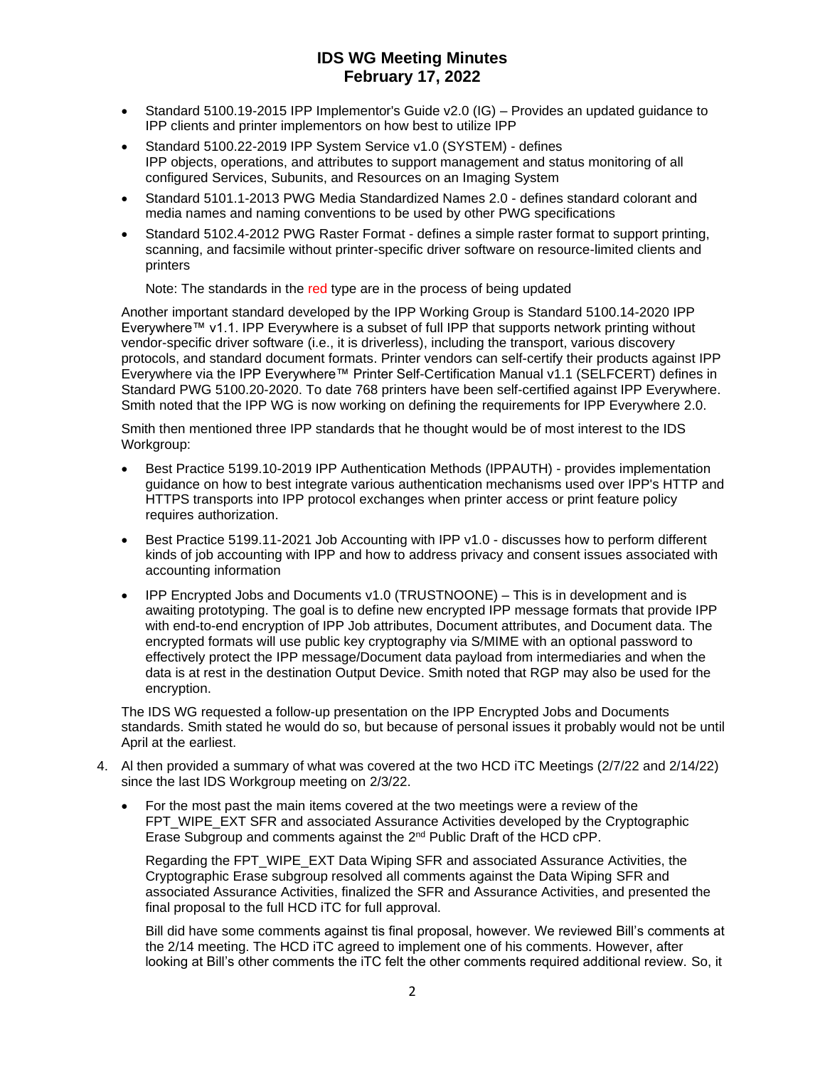- Standard 5100.19-2015 IPP Implementor's Guide v2.0 (IG) – Provides an updated guidance to IPP clients and printer implementors on how best to utilize IPP
- Standard 5100.22-2019 IPP System Service v1.0 (SYSTEM) - defines IPP objects, operations, and attributes to support management and status monitoring of all configured Services, Subunits, and Resources on an Imaging System
- Standard 5101.1-2013 PWG Media Standardized Names 2.0 - defines standard colorant and media names and naming conventions to be used by other PWG specifications
- Standard 5102.4-2012 PWG Raster Format - defines a simple raster format to support printing, scanning, and facsimile without printer-specific driver software on resource-limited clients and printers

  Note: The standards in the red type are in the process of being updated

Another important standard developed by the IPP Working Group is Standard 5100.14-2020 IPP Everywhere™ v1.1. IPP Everywhere is a subset of full IPP that supports network printing without vendor-specific driver software (i.e., it is driverless), including the transport, various discovery protocols, and standard document formats. Printer vendors can self-certify their products against IPP Everywhere via the IPP Everywhere™ Printer Self-Certification Manual v1.1 (SELFCERT) defines in Standard PWG 5100.20-2020. To date 768 printers have been self-certified against IPP Everywhere. Smith noted that the IPP WG is now working on defining the requirements for IPP Everywhere 2.0.

Smith then mentioned three IPP standards that he thought would be of most interest to the IDS Workgroup:

- Best Practice 5199.10-2019 IPP Authentication Methods (IPPAUTH) - provides implementation guidance on how to best integrate various authentication mechanisms used over IPP's HTTP and HTTPS transports into IPP protocol exchanges when printer access or print feature policy requires authorization.
- Best Practice 5199.11-2021 Job Accounting with IPP v1.0 - discusses how to perform different kinds of job accounting with IPP and how to address privacy and consent issues associated with accounting information
- IPP Encrypted Jobs and Documents v1.0 (TRUSTNOONE) – This is in development and is awaiting prototyping. The goal is to define new encrypted IPP message formats that provide IPP with end-to-end encryption of IPP Job attributes, Document attributes, and Document data. The encrypted formats will use public key cryptography via S/MIME with an optional password to effectively protect the IPP message/Document data payload from intermediaries and when the data is at rest in the destination Output Device. Smith noted that RGP may also be used for the encryption.

The IDS WG requested a follow-up presentation on the IPP Encrypted Jobs and Documents standards. Smith stated he would do so, but because of personal issues it probably would not be until April at the earliest.

4. Al then provided a summary of what was covered at the two HCD iTC Meetings (2/7/22 and 2/14/22) since the last IDS Workgroup meeting on 2/3/22.

   - For the most past the main items covered at the two meetings were a review of the FPT_WIPE_EXT SFR and associated Assurance Activities developed by the Cryptographic Erase Subgroup and comments against the 2nd Public Draft of the HCD cPP.

     Regarding the FPT_WIPE_EXT Data Wiping SFR and associated Assurance Activities, the Cryptographic Erase subgroup resolved all comments against the Data Wiping SFR and associated Assurance Activities, finalized the SFR and Assurance Activities, and presented the final proposal to the full HCD iTC for full approval.

     Bill did have some comments against tis final proposal, however. We reviewed Bill's comments at the 2/14 meeting. The HCD iTC agreed to implement one of his comments. However, after looking at Bill's other comments the iTC felt the other comments required additional review. So, it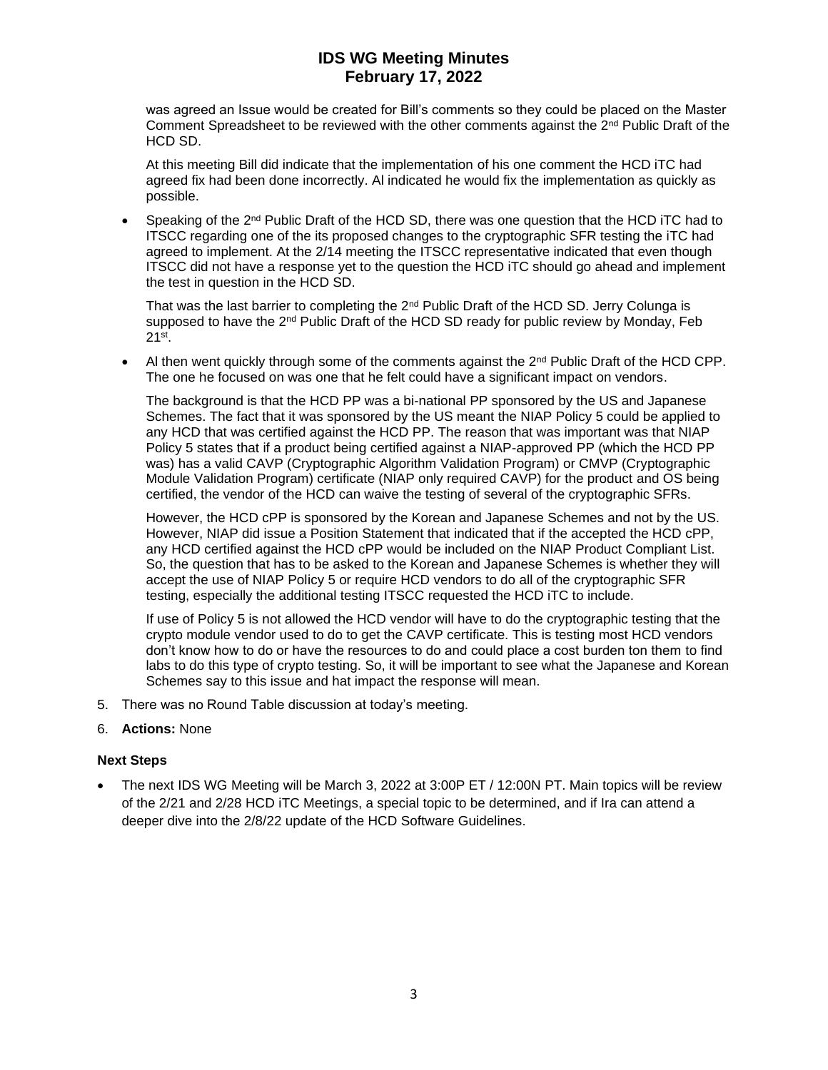was agreed an Issue would be created for Bill's comments so they could be placed on the Master Comment Spreadsheet to be reviewed with the other comments against the 2nd Public Draft of the HCD SD.

At this meeting Bill did indicate that the implementation of his one comment the HCD iTC had agreed fix had been done incorrectly. Al indicated he would fix the implementation as quickly as possible.

- Speaking of the 2nd Public Draft of the HCD SD, there was one question that the HCD iTC had to ITSCC regarding one of the its proposed changes to the cryptographic SFR testing the iTC had agreed to implement. At the 2/14 meeting the ITSCC representative indicated that even though ITSCC did not have a response yet to the question the HCD iTC should go ahead and implement the test in question in the HCD SD.

  That was the last barrier to completing the 2nd Public Draft of the HCD SD. Jerry Colunga is supposed to have the 2nd Public Draft of the HCD SD ready for public review by Monday, Feb 21st.

- Al then went quickly through some of the comments against the 2nd Public Draft of the HCD CPP. The one he focused on was one that he felt could have a significant impact on vendors.

  The background is that the HCD PP was a bi-national PP sponsored by the US and Japanese Schemes. The fact that it was sponsored by the US meant the NIAP Policy 5 could be applied to any HCD that was certified against the HCD PP. The reason that was important was that NIAP Policy 5 states that if a product being certified against a NIAP-approved PP (which the HCD PP was) has a valid CAVP (Cryptographic Algorithm Validation Program) or CMVP (Cryptographic Module Validation Program) certificate (NIAP only required CAVP) for the product and OS being certified, the vendor of the HCD can waive the testing of several of the cryptographic SFRs.

  However, the HCD cPP is sponsored by the Korean and Japanese Schemes and not by the US. However, NIAP did issue a Position Statement that indicated that if the accepted the HCD cPP, any HCD certified against the HCD cPP would be included on the NIAP Product Compliant List. So, the question that has to be asked to the Korean and Japanese Schemes is whether they will accept the use of NIAP Policy 5 or require HCD vendors to do all of the cryptographic SFR testing, especially the additional testing ITSCC requested the HCD iTC to include.

  If use of Policy 5 is not allowed the HCD vendor will have to do the cryptographic testing that the crypto module vendor used to do to get the CAVP certificate. This is testing most HCD vendors don't know how to do or have the resources to do and could place a cost burden ton them to find labs to do this type of crypto testing. So, it will be important to see what the Japanese and Korean Schemes say to this issue and hat impact the response will mean.

5. There was no Round Table discussion at today's meeting.
6. **Actions:** None

**Next Steps**

- The next IDS WG Meeting will be March 3, 2022 at 3:00P ET / 12:00N PT. Main topics will be review of the 2/21 and 2/28 HCD iTC Meetings, a special topic to be determined, and if Ira can attend a deeper dive into the 2/8/22 update of the HCD Software Guidelines.